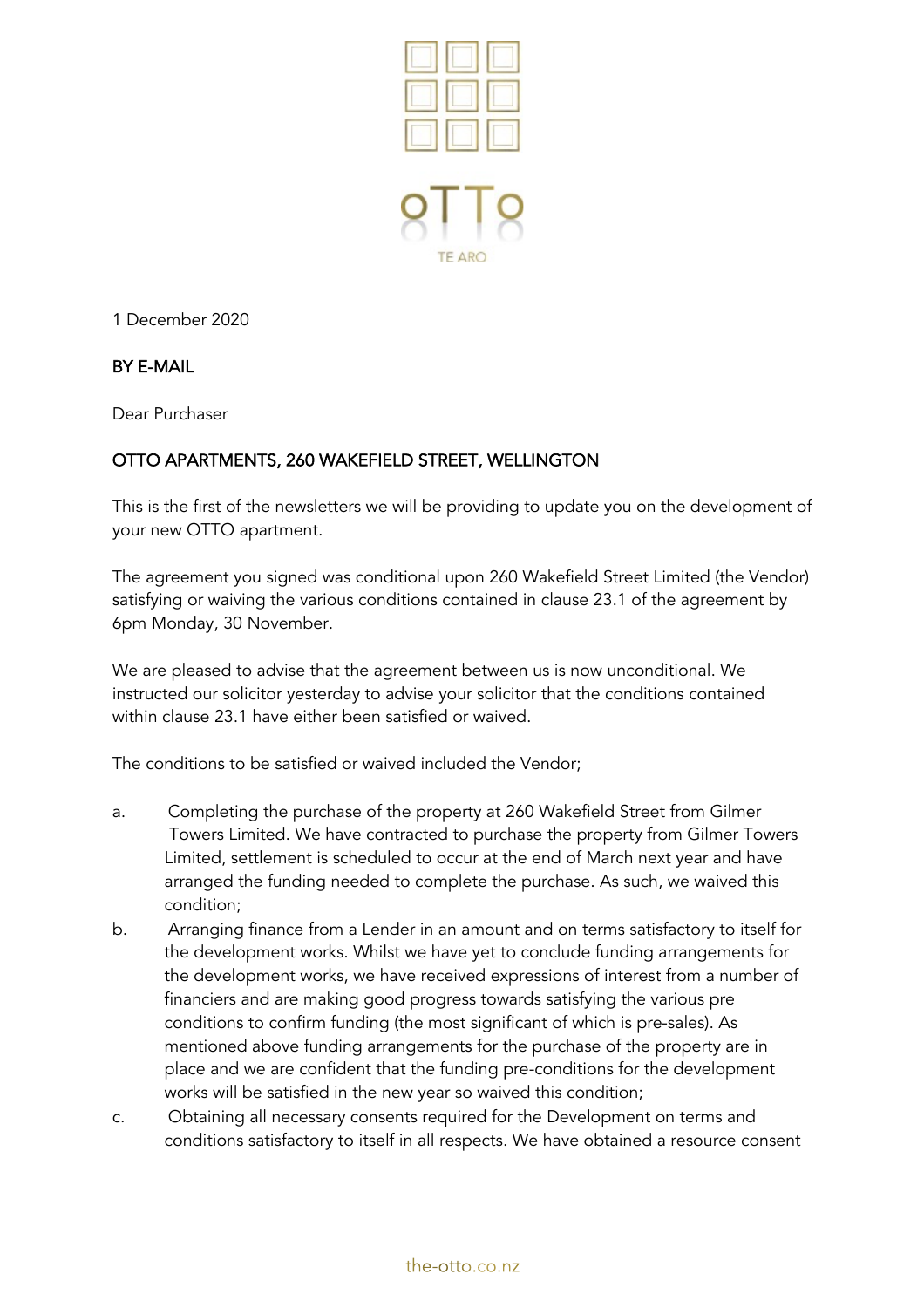oTTo

TE ARO

1 December 2020

**BY E-MAIL**

Dear Purchaser

**OTTO APARTMENTS, 260 WAKEFIELD STREET, WELLINGTON**

This is the first of the newsletters we will be providing to update you on the development of your new OTTO apartment.

The agreement you signed was conditional upon 260 Wakefield Street Limited (the Vendor) satisfying or waiving the various conditions contained in clause 23.1 of the agreement by 6pm Monday, 30 November.

We are pleased to advise that the agreement between us is now unconditional. We instructed our solicitor yesterday to advise your solicitor that the conditions contained within clause 23.1 have either been satisfied or waived.

The conditions to be satisfied or waived included the Vendor;

a. Completing the purchase of the property at 260 Wakefield Street from Gilmer Towers Limited. We have contracted to purchase the property from Gilmer Towers Limited, settlement is scheduled to occur at the end of March next year and have arranged the funding needed to complete the purchase. As such, we waived this condition;

b. Arranging finance from a Lender in an amount and on terms satisfactory to itself for the development works. Whilst we have yet to conclude funding arrangements for the development works, we have received expressions of interest from a number of financiers and are making good progress towards satisfying the various pre conditions to confirm funding (the most significant of which is pre-sales). As mentioned above funding arrangements for the purchase of the property are in place and we are confident that the funding pre-conditions for the development works will be satisfied in the new year so waived this condition;

c. Obtaining all necessary consents required for the Development on terms and conditions satisfactory to itself in all respects. We have obtained a resource consent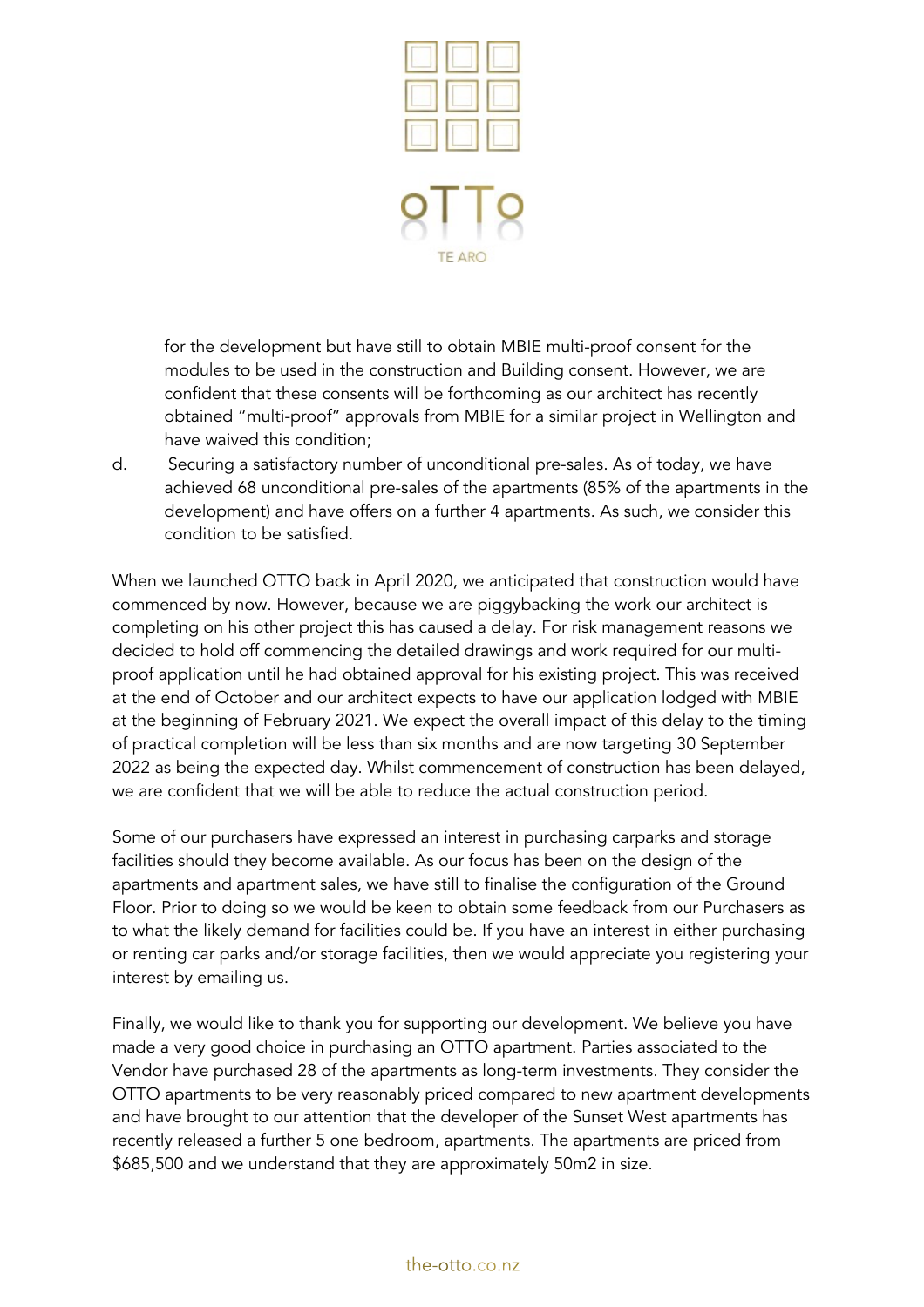for the development but have still to obtain MBIE multi-proof consent for the modules to be used in the construction and Building consent. However, we are confident that these consents will be forthcoming as our architect has recently obtained "multi-proof" approvals from MBIE for a similar project in Wellington and have waived this condition;

d. Securing a satisfactory number of unconditional pre-sales. As of today, we have achieved 68 unconditional pre-sales of the apartments (85% of the apartments in the development) and have offers on a further 4 apartments. As such, we consider this condition to be satisfied.

When we launched OTTO back in April 2020, we anticipated that construction would have commenced by now. However, because we are piggybacking the work our architect is completing on his other project this has caused a delay. For risk management reasons we decided to hold off commencing the detailed drawings and work required for our multi-proof application until he had obtained approval for his existing project. This was received at the end of October and our architect expects to have our application lodged with MBIE at the beginning of February 2021. We expect the overall impact of this delay to the timing of practical completion will be less than six months and are now targeting 30 September 2022 as being the expected day. Whilst commencement of construction has been delayed, we are confident that we will be able to reduce the actual construction period.

Some of our purchasers have expressed an interest in purchasing carparks and storage facilities should they become available. As our focus has been on the design of the apartments and apartment sales, we have still to finalise the configuration of the Ground Floor. Prior to doing so we would be keen to obtain some feedback from our Purchasers as to what the likely demand for facilities could be. If you have an interest in either purchasing or renting car parks and/or storage facilities, then we would appreciate you registering your interest by emailing us.

Finally, we would like to thank you for supporting our development. We believe you have made a very good choice in purchasing an OTTO apartment. Parties associated to the Vendor have purchased 28 of the apartments as long-term investments. They consider the OTTO apartments to be very reasonably priced compared to new apartment developments and have brought to our attention that the developer of the Sunset West apartments has recently released a further 5 one bedroom, apartments. The apartments are priced from $685,500 and we understand that they are approximately 50m2 in size.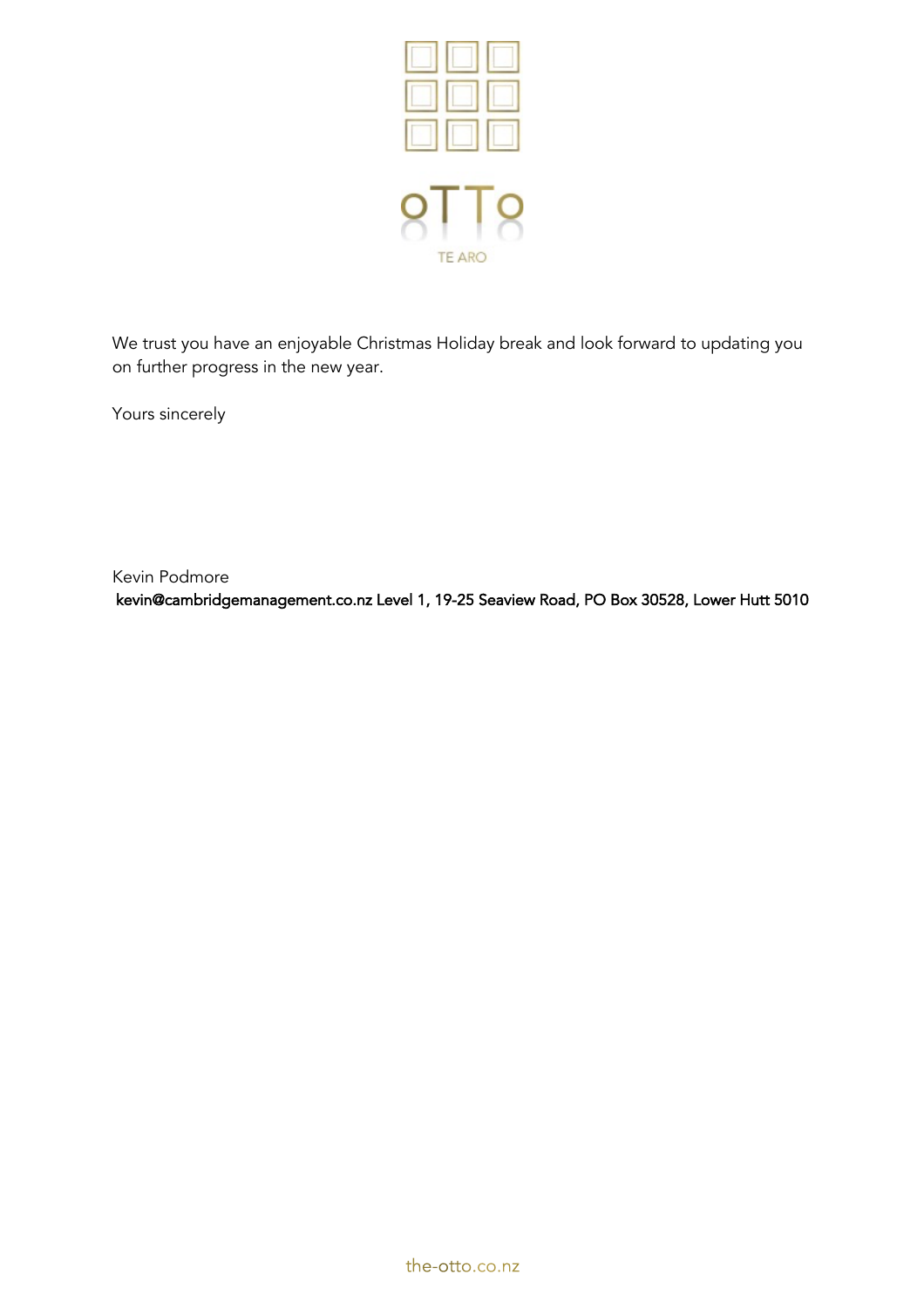oTTo

TE ARO

We trust you have an enjoyable Christmas Holiday break and look forward to updating you on further progress in the new year.

Yours sincerely

Kevin Podmore

kevin@cambridgemanagement.co.nz Level 1, 19-25 Seaview Road, PO Box 30528, Lower Hutt 5010